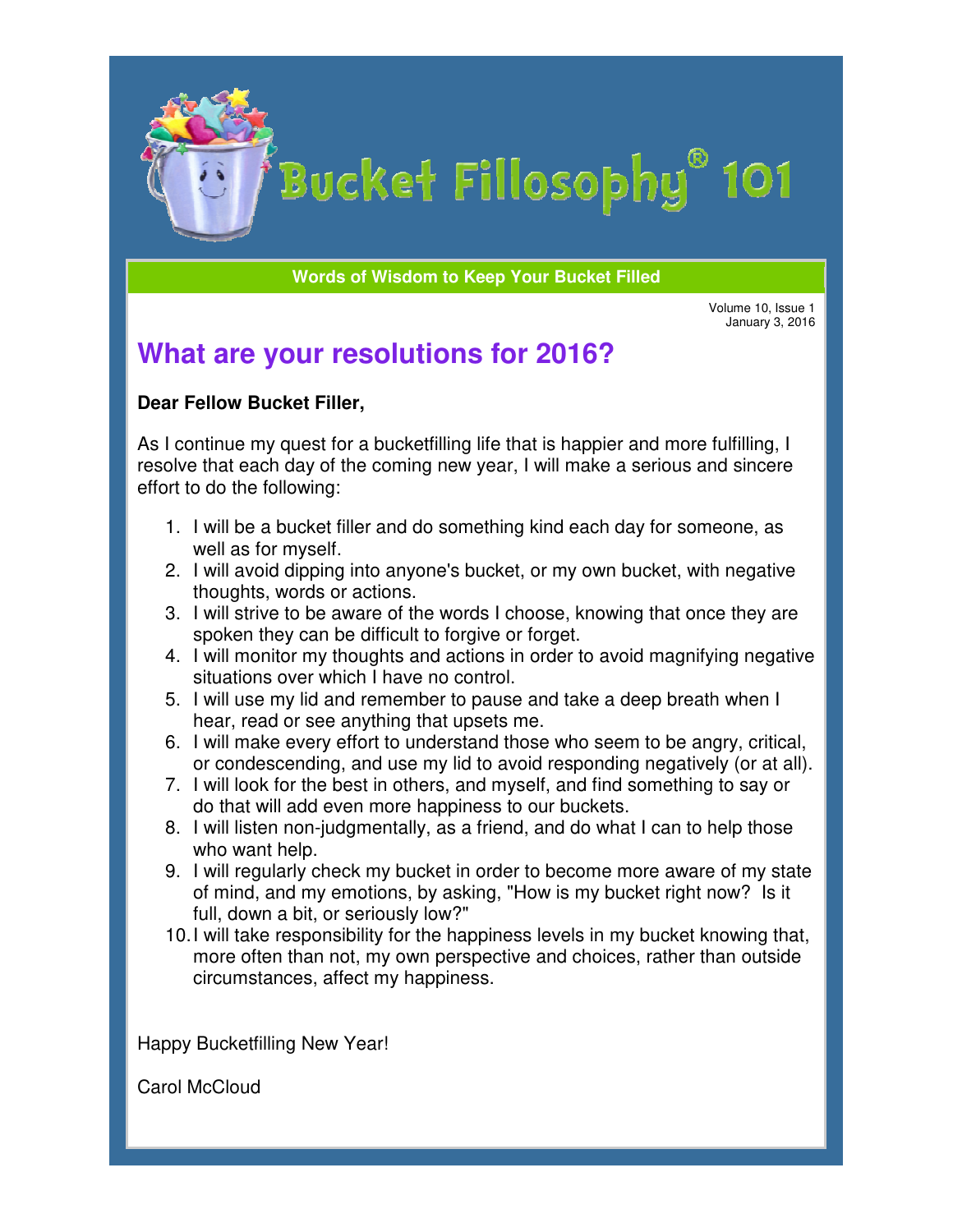# Bucket Fillosophy® 101

**Words of Wisdom to Keep Your Bucket Filled**

Volume 10, Issue 1
January 3, 2016

## What are your resolutions for 2016?

**Dear Fellow Bucket Filler,**

As I continue my quest for a bucketfilling life that is happier and more fulfilling, I resolve that each day of the coming new year, I will make a serious and sincere effort to do the following:

1. I will be a bucket filler and do something kind each day for someone, as well as for myself.
2. I will avoid dipping into anyone's bucket, or my own bucket, with negative thoughts, words or actions.
3. I will strive to be aware of the words I choose, knowing that once they are spoken they can be difficult to forgive or forget.
4. I will monitor my thoughts and actions in order to avoid magnifying negative situations over which I have no control.
5. I will use my lid and remember to pause and take a deep breath when I hear, read or see anything that upsets me.
6. I will make every effort to understand those who seem to be angry, critical, or condescending, and use my lid to avoid responding negatively (or at all).
7. I will look for the best in others, and myself, and find something to say or do that will add even more happiness to our buckets.
8. I will listen non-judgmentally, as a friend, and do what I can to help those who want help.
9. I will regularly check my bucket in order to become more aware of my state of mind, and my emotions, by asking, "How is my bucket right now? Is it full, down a bit, or seriously low?"
10. I will take responsibility for the happiness levels in my bucket knowing that, more often than not, my own perspective and choices, rather than outside circumstances, affect my happiness.

Happy Bucketfilling New Year!

Carol McCloud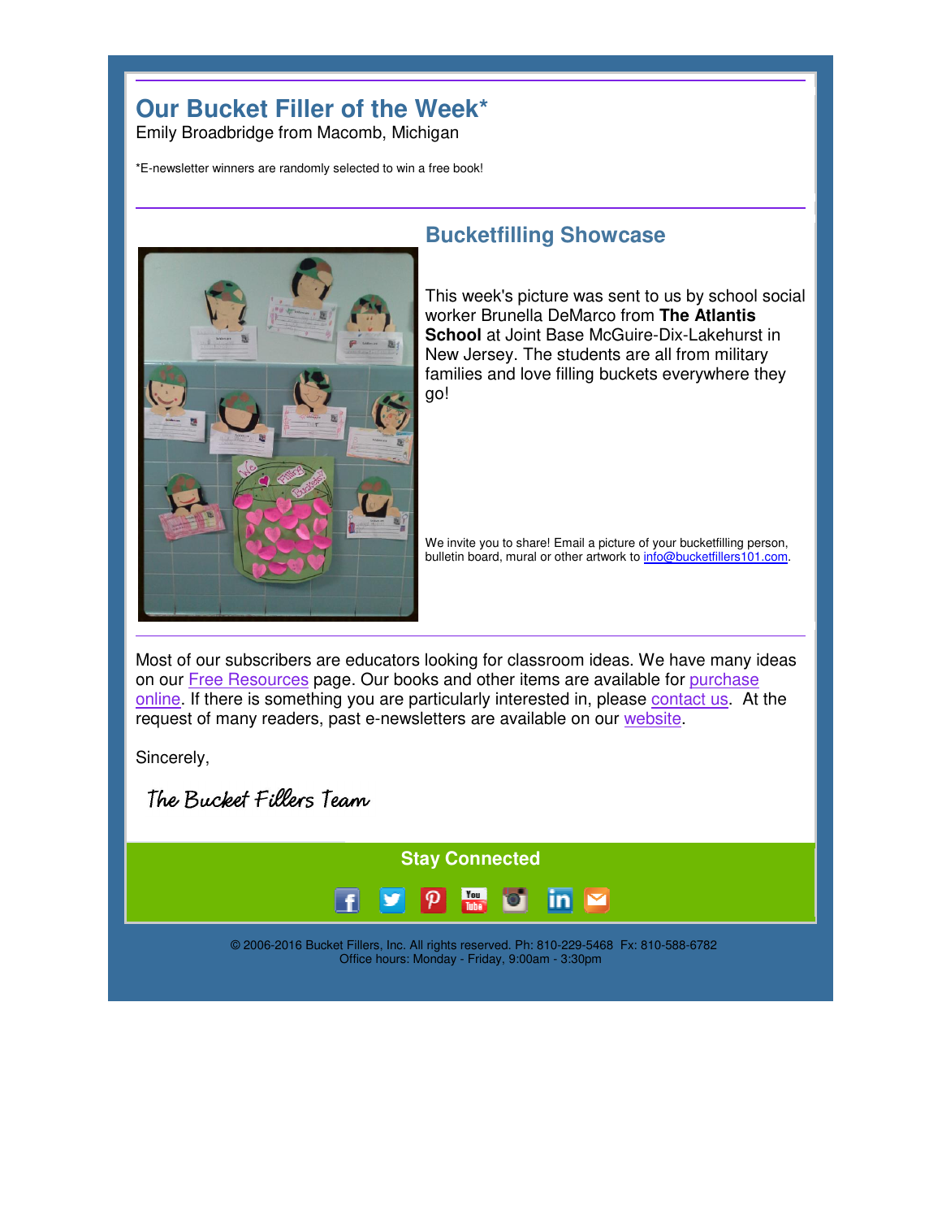## Our Bucket Filler of the Week*

Emily Broadbridge from Macomb, Michigan

*E-newsletter winners are randomly selected to win a free book!

---

## Bucketfilling Showcase

This week's picture was sent to us by school social worker Brunella DeMarco from **The Atlantis School** at Joint Base McGuire-Dix-Lakehurst in New Jersey. The students are all from military families and love filling buckets everywhere they go!

We invite you to share! Email a picture of your bucketfilling person, bulletin board, mural or other artwork to info@bucketfillers101.com.

---

Most of our subscribers are educators looking for classroom ideas. We have many ideas on our Free Resources page. Our books and other items are available for purchase online. If there is something you are particularly interested in, please contact us. At the request of many readers, past e-newsletters are available on our website.

Sincerely,

*The Bucket Fillers Team*

**Stay Connected**

© 2006-2016 Bucket Fillers, Inc. All rights reserved. Ph: 810-229-5468 Fx: 810-588-6782
Office hours: Monday - Friday, 9:00am - 3:30pm